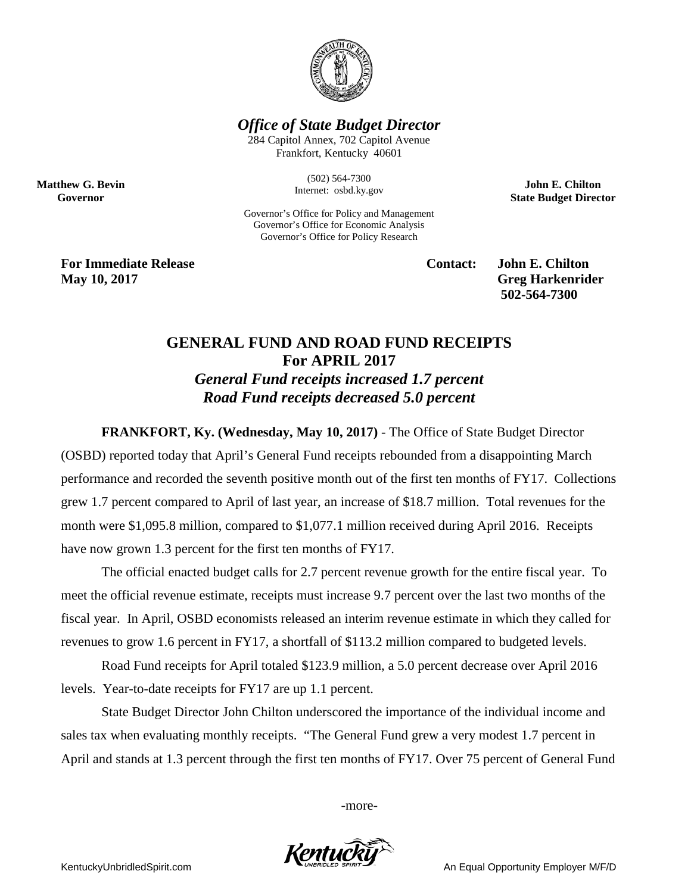*Office of State Budget Director*

284 Capitol Annex, 702 Capitol Avenue
Frankfort, Kentucky 40601

(502) 564-7300
Internet: osbd.ky.gov

Governor's Office for Policy and Management
Governor's Office for Economic Analysis
Governor's Office for Policy Research

**Matthew G. Bevin**
**Governor**

**John E. Chilton**
**State Budget Director**

**For Immediate Release**
**May 10, 2017**

**Contact: John E. Chilton**
**Greg Harkenrider**
**502-564-7300**

# GENERAL FUND AND ROAD FUND RECEIPTS For APRIL 2017

## *General Fund receipts increased 1.7 percent*
## *Road Fund receipts decreased 5.0 percent*

**FRANKFORT, Ky. (Wednesday, May 10, 2017)** - The Office of State Budget Director (OSBD) reported today that April's General Fund receipts rebounded from a disappointing March performance and recorded the seventh positive month out of the first ten months of FY17. Collections grew 1.7 percent compared to April of last year, an increase of $18.7 million. Total revenues for the month were $1,095.8 million, compared to $1,077.1 million received during April 2016. Receipts have now grown 1.3 percent for the first ten months of FY17.

The official enacted budget calls for 2.7 percent revenue growth for the entire fiscal year. To meet the official revenue estimate, receipts must increase 9.7 percent over the last two months of the fiscal year. In April, OSBD economists released an interim revenue estimate in which they called for revenues to grow 1.6 percent in FY17, a shortfall of $113.2 million compared to budgeted levels.

Road Fund receipts for April totaled $123.9 million, a 5.0 percent decrease over April 2016 levels. Year-to-date receipts for FY17 are up 1.1 percent.

State Budget Director John Chilton underscored the importance of the individual income and sales tax when evaluating monthly receipts. "The General Fund grew a very modest 1.7 percent in April and stands at 1.3 percent through the first ten months of FY17. Over 75 percent of General Fund

-more-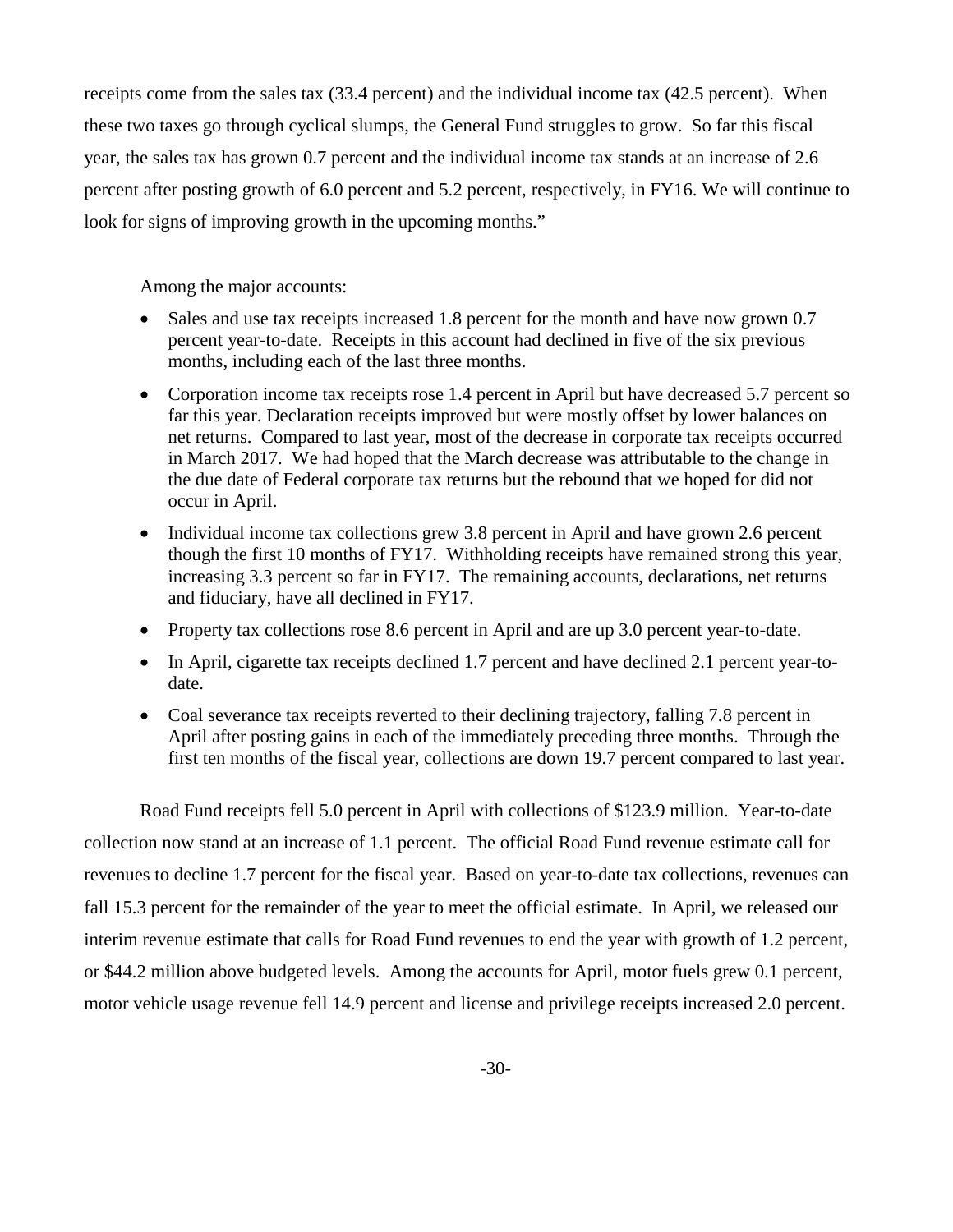receipts come from the sales tax (33.4 percent) and the individual income tax (42.5 percent). When these two taxes go through cyclical slumps, the General Fund struggles to grow. So far this fiscal year, the sales tax has grown 0.7 percent and the individual income tax stands at an increase of 2.6 percent after posting growth of 6.0 percent and 5.2 percent, respectively, in FY16. We will continue to look for signs of improving growth in the upcoming months."

Among the major accounts:

- Sales and use tax receipts increased 1.8 percent for the month and have now grown 0.7 percent year-to-date. Receipts in this account had declined in five of the six previous months, including each of the last three months.
- Corporation income tax receipts rose 1.4 percent in April but have decreased 5.7 percent so far this year. Declaration receipts improved but were mostly offset by lower balances on net returns. Compared to last year, most of the decrease in corporate tax receipts occurred in March 2017. We had hoped that the March decrease was attributable to the change in the due date of Federal corporate tax returns but the rebound that we hoped for did not occur in April.
- Individual income tax collections grew 3.8 percent in April and have grown 2.6 percent though the first 10 months of FY17. Withholding receipts have remained strong this year, increasing 3.3 percent so far in FY17. The remaining accounts, declarations, net returns and fiduciary, have all declined in FY17.
- Property tax collections rose 8.6 percent in April and are up 3.0 percent year-to-date.
- In April, cigarette tax receipts declined 1.7 percent and have declined 2.1 percent year-to-date.
- Coal severance tax receipts reverted to their declining trajectory, falling 7.8 percent in April after posting gains in each of the immediately preceding three months. Through the first ten months of the fiscal year, collections are down 19.7 percent compared to last year.

Road Fund receipts fell 5.0 percent in April with collections of $123.9 million. Year-to-date collection now stand at an increase of 1.1 percent. The official Road Fund revenue estimate call for revenues to decline 1.7 percent for the fiscal year. Based on year-to-date tax collections, revenues can fall 15.3 percent for the remainder of the year to meet the official estimate. In April, we released our interim revenue estimate that calls for Road Fund revenues to end the year with growth of 1.2 percent, or $44.2 million above budgeted levels. Among the accounts for April, motor fuels grew 0.1 percent, motor vehicle usage revenue fell 14.9 percent and license and privilege receipts increased 2.0 percent.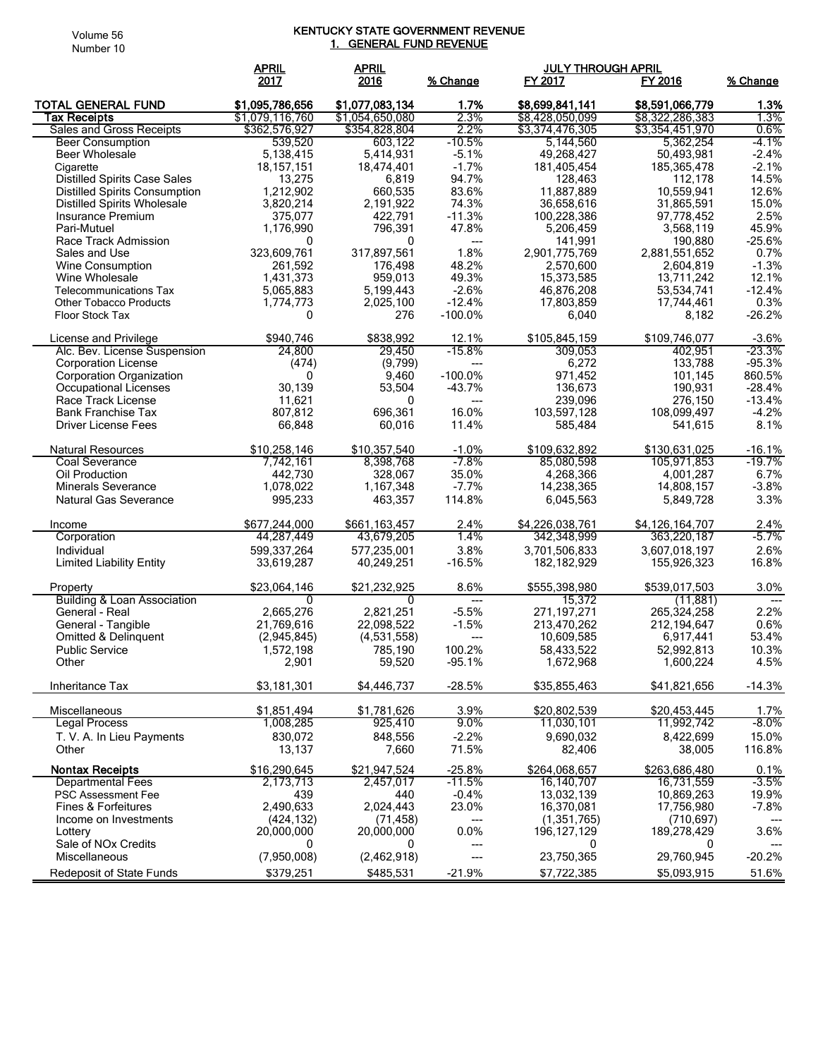# KENTUCKY STATE GOVERNMENT REVENUE

## 1. GENERAL FUND REVENUE

| | APRIL 2017 | APRIL 2016 | % Change | JULY THROUGH APRIL FY 2017 | FY 2016 | % Change |
|---|---|---|---|---|---|---|
| **TOTAL GENERAL FUND** | **$1,095,786,656** | **$1,077,083,134** | **1.7%** | **$8,699,841,141** | **$8,591,066,779** | **1.3%** |
| **Tax Receipts** | $1,079,116,760 | $1,054,650,080 | 2.3% | $8,428,050,099 | $8,322,286,383 | 1.3% |
| Sales and Gross Receipts | $362,576,927 | $354,828,804 | 2.2% | $3,374,476,305 | $3,354,451,970 | 0.6% |
| Beer Consumption | 539,520 | 603,122 | -10.5% | 5,144,560 | 5,362,254 | -4.1% |
| Beer Wholesale | 5,138,415 | 5,414,931 | -5.1% | 49,268,427 | 50,493,981 | -2.4% |
| Cigarette | 18,157,151 | 18,474,401 | -1.7% | 181,405,454 | 185,365,478 | -2.1% |
| Distilled Spirits Case Sales | 13,275 | 6,819 | 94.7% | 128,463 | 112,178 | 14.5% |
| Distilled Spirits Consumption | 1,212,902 | 660,535 | 83.6% | 11,887,889 | 10,559,941 | 12.6% |
| Distilled Spirits Wholesale | 3,820,214 | 2,191,922 | 74.3% | 36,658,616 | 31,865,591 | 15.0% |
| Insurance Premium | 375,077 | 422,791 | -11.3% | 100,228,386 | 97,778,452 | 2.5% |
| Pari-Mutuel | 1,176,990 | 796,391 | 47.8% | 5,206,459 | 3,568,119 | 45.9% |
| Race Track Admission | 0 | 0 | --- | 141,991 | 190,880 | -25.6% |
| Sales and Use | 323,609,761 | 317,897,561 | 1.8% | 2,901,775,769 | 2,881,551,652 | 0.7% |
| Wine Consumption | 261,592 | 176,498 | 48.2% | 2,570,600 | 2,604,819 | -1.3% |
| Wine Wholesale | 1,431,373 | 959,013 | 49.3% | 15,373,585 | 13,711,242 | 12.1% |
| Telecommunications Tax | 5,065,883 | 5,199,443 | -2.6% | 46,876,208 | 53,534,741 | -12.4% |
| Other Tobacco Products | 1,774,773 | 2,025,100 | -12.4% | 17,803,859 | 17,744,461 | 0.3% |
| Floor Stock Tax | 0 | 276 | -100.0% | 6,040 | 8,182 | -26.2% |
| License and Privilege | $940,746 | $838,992 | 12.1% | $105,845,159 | $109,746,077 | -3.6% |
| Alc. Bev. License Suspension | 24,800 | 29,450 | -15.8% | 309,053 | 402,951 | -23.3% |
| Corporation License | (474) | (9,799) | --- | 6,272 | 133,788 | -95.3% |
| Corporation Organization | 0 | 9,460 | -100.0% | 971,452 | 101,145 | 860.5% |
| Occupational Licenses | 30,139 | 53,504 | -43.7% | 136,673 | 190,931 | -28.4% |
| Race Track License | 11,621 | 0 | --- | 239,096 | 276,150 | -13.4% |
| Bank Franchise Tax | 807,812 | 696,361 | 16.0% | 103,597,128 | 108,099,497 | -4.2% |
| Driver License Fees | 66,848 | 60,016 | 11.4% | 585,484 | 541,615 | 8.1% |
| Natural Resources | $10,258,146 | $10,357,540 | -1.0% | $109,632,892 | $130,631,025 | -16.1% |
| Coal Severance | 7,742,161 | 8,398,768 | -7.8% | 85,080,598 | 105,971,853 | -19.7% |
| Oil Production | 442,730 | 328,067 | 35.0% | 4,268,366 | 4,001,287 | 6.7% |
| Minerals Severance | 1,078,022 | 1,167,348 | -7.7% | 14,238,365 | 14,808,157 | -3.8% |
| Natural Gas Severance | 995,233 | 463,357 | 114.8% | 6,045,563 | 5,849,728 | 3.3% |
| Income | $677,244,000 | $661,163,457 | 2.4% | $4,226,038,761 | $4,126,164,707 | 2.4% |
| Corporation | 44,287,449 | 43,679,205 | 1.4% | 342,348,999 | 363,220,187 | -5.7% |
| Individual | 599,337,264 | 577,235,001 | 3.8% | 3,701,506,833 | 3,607,018,197 | 2.6% |
| Limited Liability Entity | 33,619,287 | 40,249,251 | -16.5% | 182,182,929 | 155,926,323 | 16.8% |
| Property | $23,064,146 | $21,232,925 | 8.6% | $555,398,980 | $539,017,503 | 3.0% |
| Building & Loan Association | 0 | 0 | --- | 15,372 | (11,881) | --- |
| General - Real | 2,665,276 | 2,821,251 | -5.5% | 271,197,271 | 265,324,258 | 2.2% |
| General - Tangible | 21,769,616 | 22,098,522 | -1.5% | 213,470,262 | 212,194,647 | 0.6% |
| Omitted & Delinquent | (2,945,845) | (4,531,558) | --- | 10,609,585 | 6,917,441 | 53.4% |
| Public Service | 1,572,198 | 785,190 | 100.2% | 58,433,522 | 52,992,813 | 10.3% |
| Other | 2,901 | 59,520 | -95.1% | 1,672,968 | 1,600,224 | 4.5% |
| Inheritance Tax | $3,181,301 | $4,446,737 | -28.5% | $35,855,463 | $41,821,656 | -14.3% |
| Miscellaneous | $1,851,494 | $1,781,626 | 3.9% | $20,802,539 | $20,453,445 | 1.7% |
| Legal Process | 1,008,285 | 925,410 | 9.0% | 11,030,101 | 11,992,742 | -8.0% |
| T. V. A. In Lieu Payments | 830,072 | 848,556 | -2.2% | 9,690,032 | 8,422,699 | 15.0% |
| Other | 13,137 | 7,660 | 71.5% | 82,406 | 38,005 | 116.8% |
| **Nontax Receipts** | $16,290,645 | $21,947,524 | -25.8% | $264,068,657 | $263,686,480 | 0.1% |
| Departmental Fees | 2,173,713 | 2,457,017 | -11.5% | 16,140,707 | 16,731,559 | -3.5% |
| PSC Assessment Fee | 439 | 440 | -0.4% | 13,032,139 | 10,869,263 | 19.9% |
| Fines & Forfeitures | 2,490,633 | 2,024,443 | 23.0% | 16,370,081 | 17,756,980 | -7.8% |
| Income on Investments | (424,132) | (71,458) | --- | (1,351,765) | (710,697) | --- |
| Lottery | 20,000,000 | 20,000,000 | 0.0% | 196,127,129 | 189,278,429 | 3.6% |
| Sale of NOx Credits | 0 | 0 | --- | 0 | 0 | --- |
| Miscellaneous | (7,950,008) | (2,462,918) | --- | 23,750,365 | 29,760,945 | -20.2% |
| Redeposit of State Funds | $379,251 | $485,531 | -21.9% | $7,722,385 | $5,093,915 | 51.6% |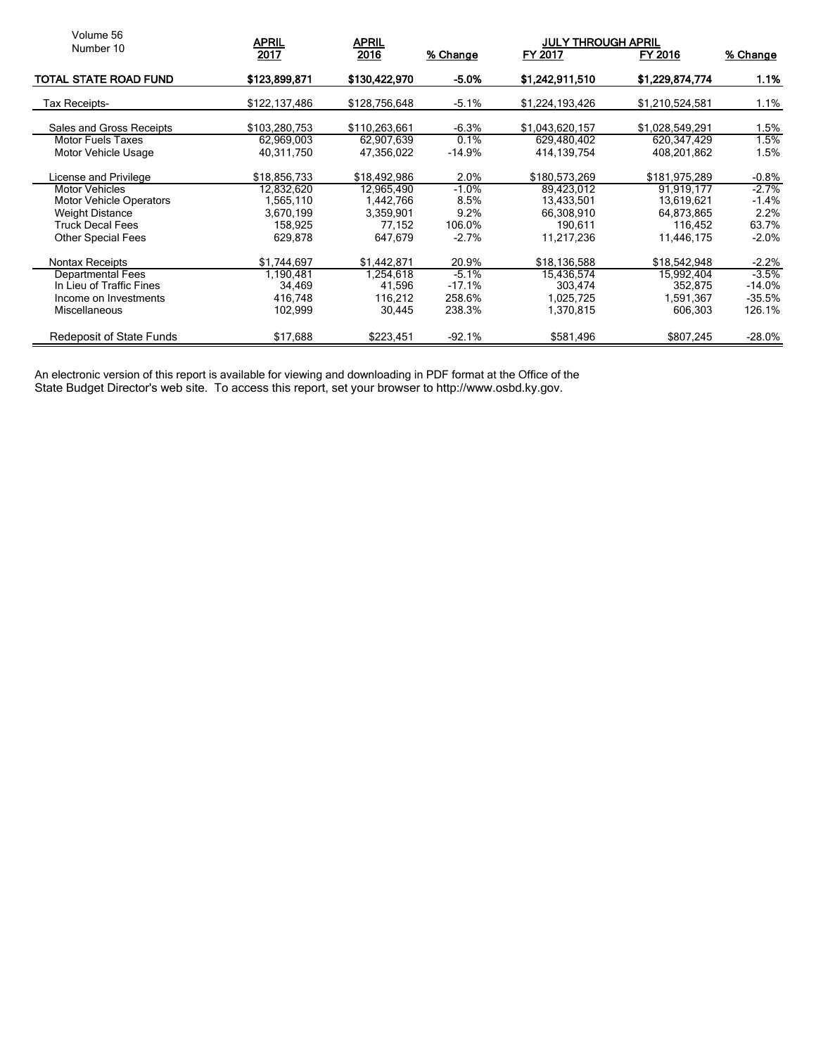| Volume 56 Number 10 | APRIL 2017 | APRIL 2016 | % Change | JULY THROUGH APRIL FY 2017 | FY 2016 | % Change |
|---|---|---|---|---|---|---|
| **TOTAL STATE ROAD FUND** | **$123,899,871** | **$130,422,970** | **-5.0%** | **$1,242,911,510** | **$1,229,874,774** | **1.1%** |
| Tax Receipts- | $122,137,486 | $128,756,648 | -5.1% | $1,224,193,426 | $1,210,524,581 | 1.1% |
| Sales and Gross Receipts | $103,280,753 | $110,263,661 | -6.3% | $1,043,620,157 | $1,028,549,291 | 1.5% |
| Motor Fuels Taxes | 62,969,003 | 62,907,639 | 0.1% | 629,480,402 | 620,347,429 | 1.5% |
| Motor Vehicle Usage | 40,311,750 | 47,356,022 | -14.9% | 414,139,754 | 408,201,862 | 1.5% |
| License and Privilege | $18,856,733 | $18,492,986 | 2.0% | $180,573,269 | $181,975,289 | -0.8% |
| Motor Vehicles | 12,832,620 | 12,965,490 | -1.0% | 89,423,012 | 91,919,177 | -2.7% |
| Motor Vehicle Operators | 1,565,110 | 1,442,766 | 8.5% | 13,433,501 | 13,619,621 | -1.4% |
| Weight Distance | 3,670,199 | 3,359,901 | 9.2% | 66,308,910 | 64,873,865 | 2.2% |
| Truck Decal Fees | 158,925 | 77,152 | 106.0% | 190,611 | 116,452 | 63.7% |
| Other Special Fees | 629,878 | 647,679 | -2.7% | 11,217,236 | 11,446,175 | -2.0% |
| Nontax Receipts | $1,744,697 | $1,442,871 | 20.9% | $18,136,588 | $18,542,948 | -2.2% |
| Departmental Fees | 1,190,481 | 1,254,618 | -5.1% | 15,436,574 | 15,992,404 | -3.5% |
| In Lieu of Traffic Fines | 34,469 | 41,596 | -17.1% | 303,474 | 352,875 | -14.0% |
| Income on Investments | 416,748 | 116,212 | 258.6% | 1,025,725 | 1,591,367 | -35.5% |
| Miscellaneous | 102,999 | 30,445 | 238.3% | 1,370,815 | 606,303 | 126.1% |
| Redeposit of State Funds | $17,688 | $223,451 | -92.1% | $581,496 | $807,245 | -28.0% |

An electronic version of this report is available for viewing and downloading in PDF format at the Office of the State Budget Director's web site. To access this report, set your browser to http://www.osbd.ky.gov.